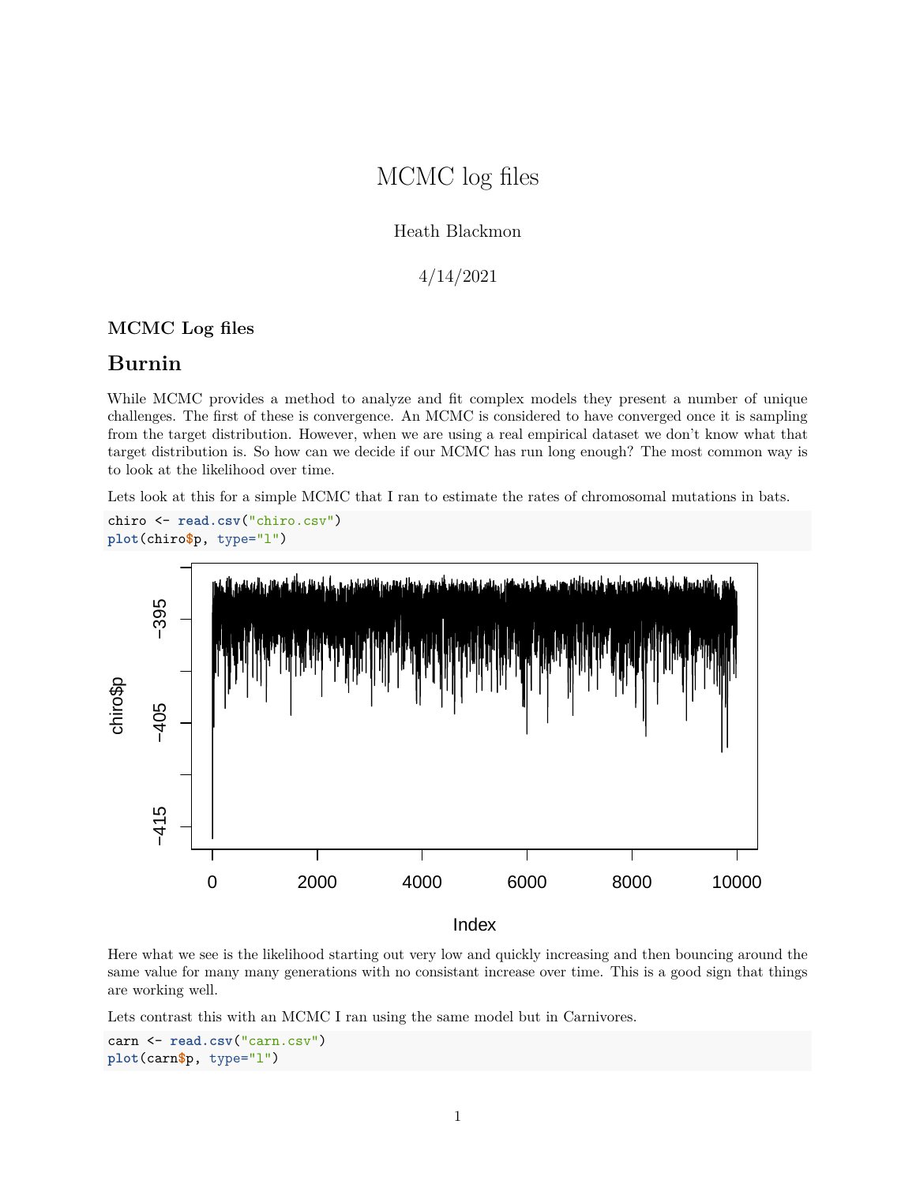# MCMC log files

Heath Blackmon

4/14/2021

### MCMC Log files

## Burnin

While MCMC provides a method to analyze and fit complex models they present a number of unique challenges. The first of these is convergence. An MCMC is considered to have converged once it is sampling from the target distribution. However, when we are using a real empirical dataset we don't know what that target distribution is. So how can we decide if our MCMC has run long enough? The most common way is to look at the likelihood over time.

Lets look at this for a simple MCMC that I ran to estimate the rates of chromosomal mutations in bats.

```
chiro <- read.csv("chiro.csv")
plot(chiro$p, type="l")
```

chiro$p

−395

−405

−415

0

2000

4000

6000

8000

10000

Index

Here what we see is the likelihood starting out very low and quickly increasing and then bouncing around the same value for many many generations with no consistant increase over time. This is a good sign that things are working well.

Lets contrast this with an MCMC I ran using the same model but in Carnivores.

```
carn <- read.csv("carn.csv")
plot(carn$p, type="l")
```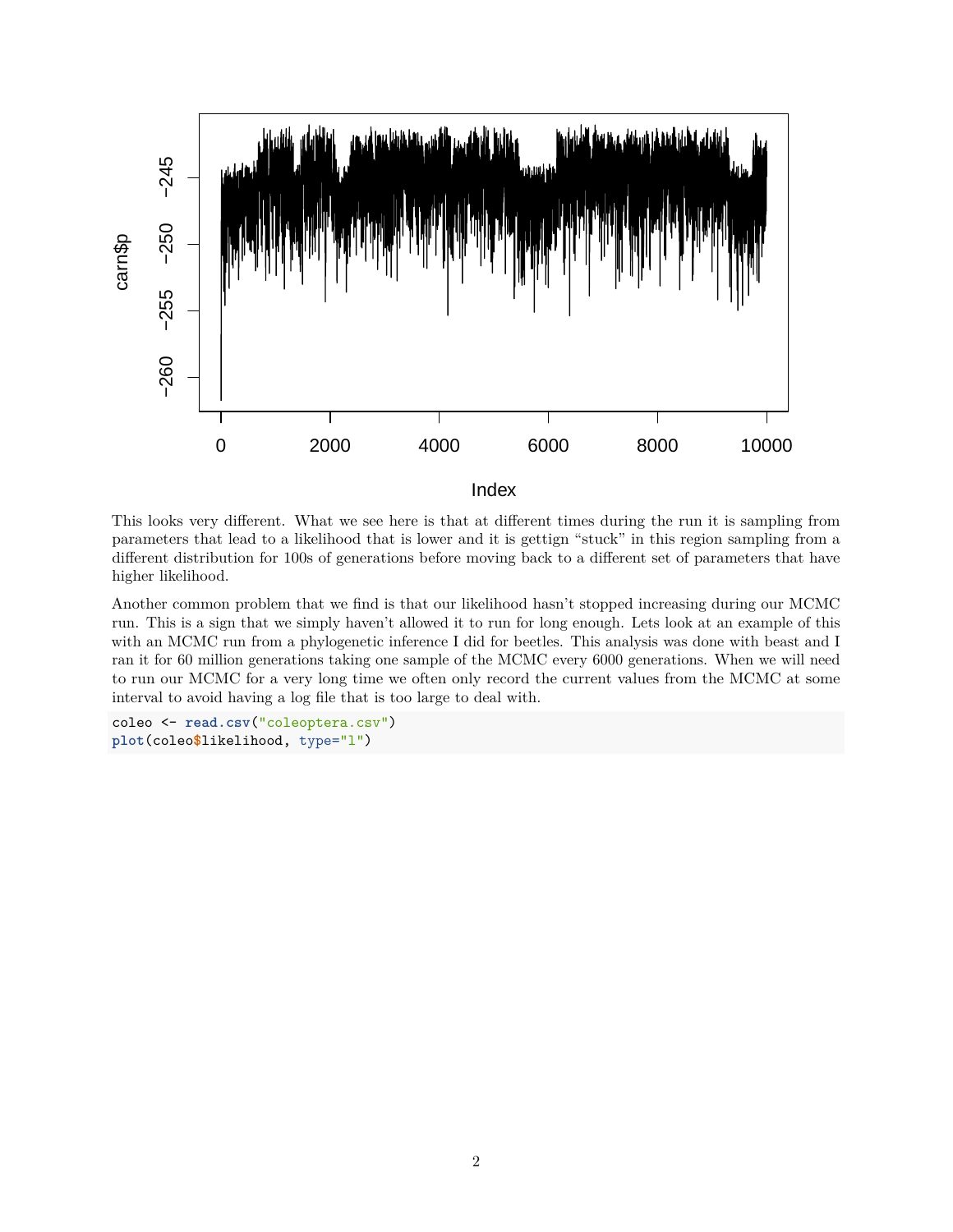carn$p

−260

−255

−250

−245

0

2000

4000

6000

8000

10000

Index

This looks very different. What we see here is that at different times during the run it is sampling from parameters that lead to a likelihood that is lower and it is gettign "stuck" in this region sampling from a different distribution for 100s of generations before moving back to a different set of parameters that have higher likelihood.

Another common problem that we find is that our likelihood hasn't stopped increasing during our MCMC run. This is a sign that we simply haven't allowed it to run for long enough. Lets look at an example of this with an MCMC run from a phylogenetic inference I did for beetles. This analysis was done with beast and I ran it for 60 million generations taking one sample of the MCMC every 6000 generations. When we will need to run our MCMC for a very long time we often only record the current values from the MCMC at some interval to avoid having a log file that is too large to deal with.

```
coleo <- read.csv("coleoptera.csv")
plot(coleo$likelihood, type="l")
```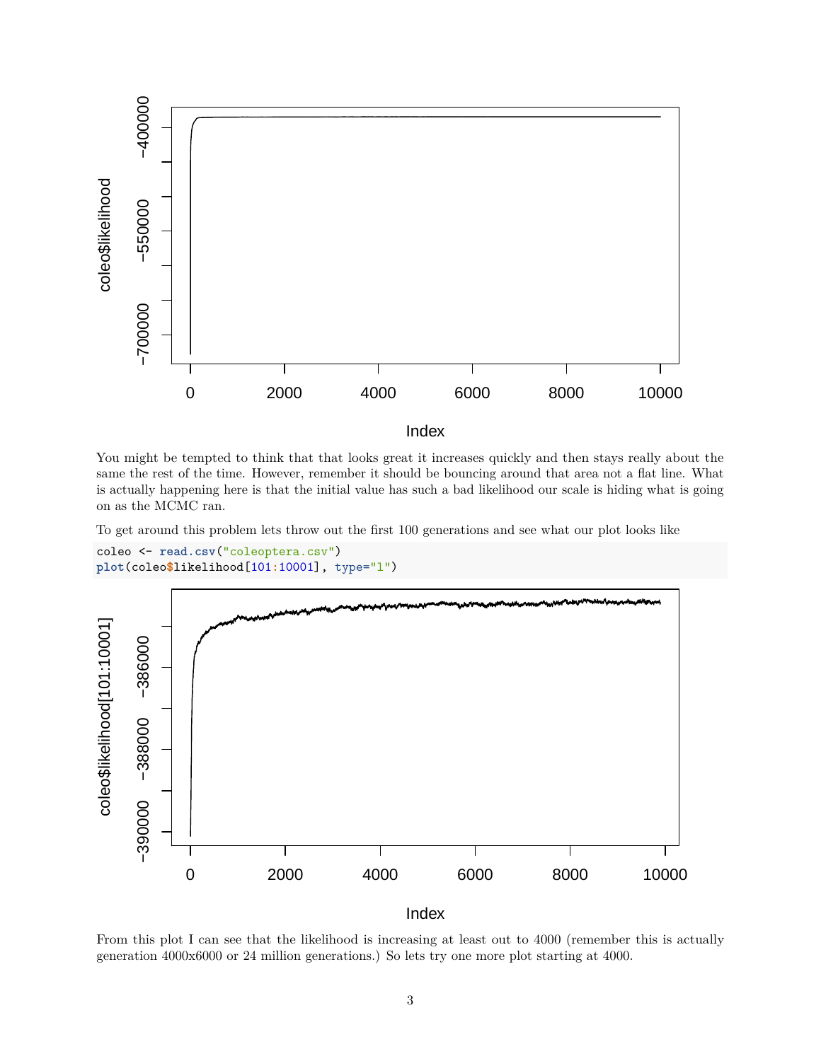coleo$likelihood

−400000

−550000

−700000

0

2000

4000

6000

8000

10000

Index

You might be tempted to think that that looks great it increases quickly and then stays really about the same the rest of the time. However, remember it should be bouncing around that area not a flat line. What is actually happening here is that the initial value has such a bad likelihood our scale is hiding what is going on as the MCMC ran.

To get around this problem lets throw out the first 100 generations and see what our plot looks like

```
coleo <- read.csv("coleoptera.csv")
plot(coleo$likelihood[101:10001], type="l")
```

coleo$likelihood[101:10001]

−386000

−388000

−390000

0

2000

4000

6000

8000

10000

Index

From this plot I can see that the likelihood is increasing at least out to 4000 (remember this is actually generation 4000x6000 or 24 million generations.) So lets try one more plot starting at 4000.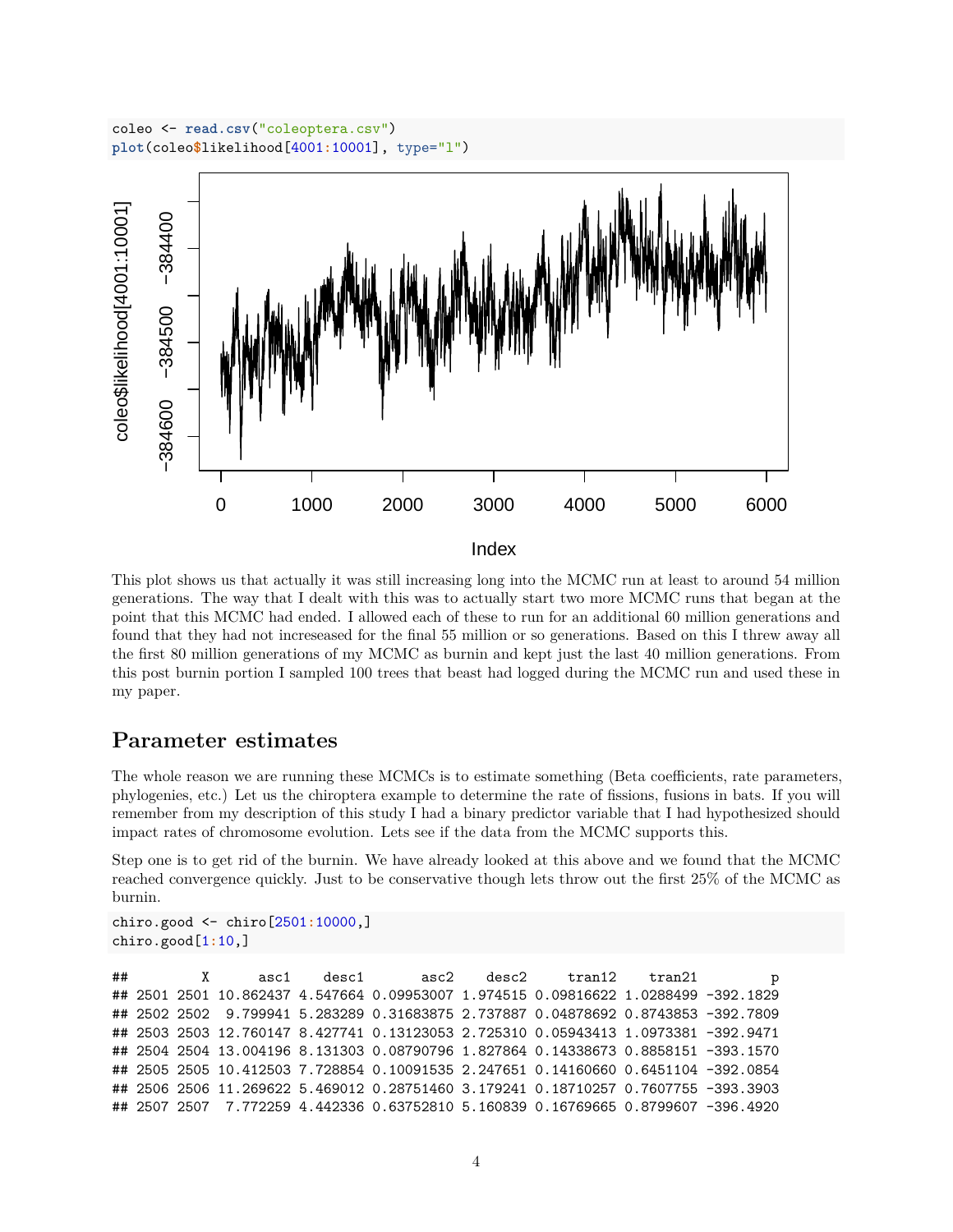```r
coleo <- read.csv("coleoptera.csv")
plot(coleo$likelihood[4001:10001], type="l")
```

coleo$likelihood[4001:10001]
-384600
-384500
-384400
0
1000
2000
3000
4000
5000
6000
Index

This plot shows us that actually it was still increasing long into the MCMC run at least to around 54 million generations. The way that I dealt with this was to actually start two more MCMC runs that began at the point that this MCMC had ended. I allowed each of these to run for an additional 60 million generations and found that they had not increseased for the final 55 million or so generations. Based on this I threw away all the first 80 million generations of my MCMC as burnin and kept just the last 40 million generations. From this post burnin portion I sampled 100 trees that beast had logged during the MCMC run and used these in my paper.

## Parameter estimates

The whole reason we are running these MCMCs is to estimate something (Beta coefficients, rate parameters, phylogenies, etc.) Let us the chiroptera example to determine the rate of fissions, fusions in bats. If you will remember from my description of this study I had a binary predictor variable that I had hypothesized should impact rates of chromosome evolution. Lets see if the data from the MCMC supports this.

Step one is to get rid of the burnin. We have already looked at this above and we found that the MCMC reached convergence quickly. Just to be conservative though lets throw out the first 25% of the MCMC as burnin.

```r
chiro.good <- chiro[2501:10000,]
chiro.good[1:10,]
```

```
##         X      asc1    desc1        asc2    desc2     tran12    tran21         p
## 2501 2501 10.862437 4.547664 0.09953007 1.974515 0.09816622 1.0288499 -392.1829
## 2502 2502  9.799941 5.283289 0.31683875 2.737887 0.04878692 0.8743853 -392.7809
## 2503 2503 12.760147 8.427741 0.13123053 2.725310 0.05943413 1.0973381 -392.9471
## 2504 2504 13.004196 8.131303 0.08790796 1.827864 0.14338673 0.8858151 -393.1570
## 2505 2505 10.412503 7.728854 0.10091535 2.247651 0.14160660 0.6451104 -392.0854
## 2506 2506 11.269622 5.469012 0.28751460 3.179241 0.18710257 0.7607755 -393.3903
## 2507 2507  7.772259 4.442336 0.63752810 5.160839 0.16769665 0.8799607 -396.4920
```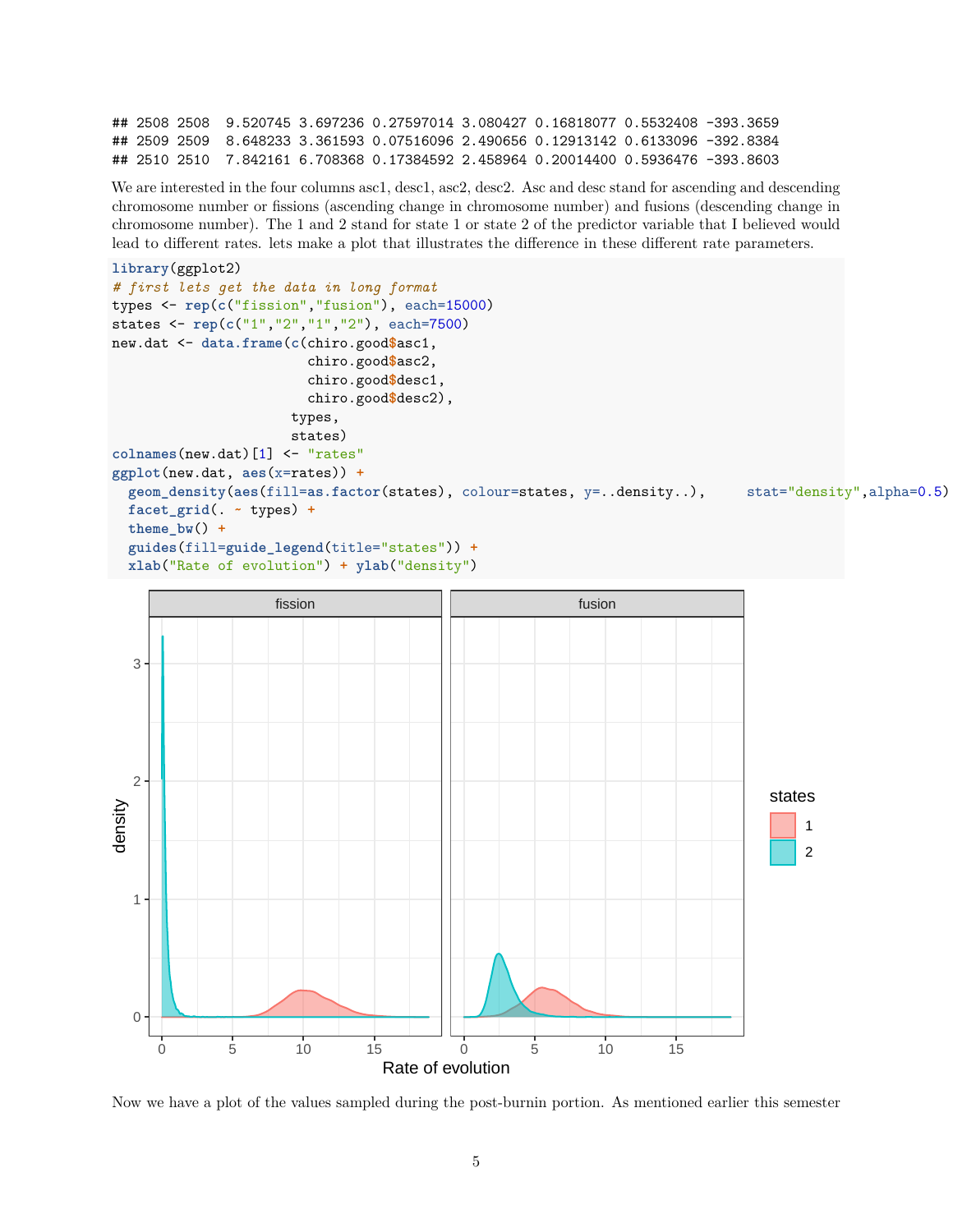```
## 2508 2508  9.520745 3.697236 0.27597014 3.080427 0.16818077 0.5532408 -393.3659
## 2509 2509  8.648233 3.361593 0.07516096 2.490656 0.12913142 0.6133096 -392.8384
## 2510 2510  7.842161 6.708368 0.17384592 2.458964 0.20014400 0.5936476 -393.8603
```

We are interested in the four columns asc1, desc1, asc2, desc2. Asc and desc stand for ascending and descending chromosome number or fissions (ascending change in chromosome number) and fusions (descending change in chromosome number). The 1 and 2 stand for state 1 or state 2 of the predictor variable that I believed would lead to different rates. lets make a plot that illustrates the difference in these different rate parameters.

```r
library(ggplot2)
# first lets get the data in long format
types <- rep(c("fission","fusion"), each=15000)
states <- rep(c("1","2","1","2"), each=7500)
new.dat <- data.frame(c(chiro.good$asc1,
                        chiro.good$asc2,
                        chiro.good$desc1,
                        chiro.good$desc2),
                      types,
                      states)
colnames(new.dat)[1] <- "rates"
ggplot(new.dat, aes(x=rates)) +
  geom_density(aes(fill=as.factor(states), colour=states, y=..density..),     stat="density",alpha=0.5)
  facet_grid(. ~ types) +
  theme_bw() +
  guides(fill=guide_legend(title="states")) +
  xlab("Rate of evolution") + ylab("density")
```

Now we have a plot of the values sampled during the post-burnin portion. As mentioned earlier this semester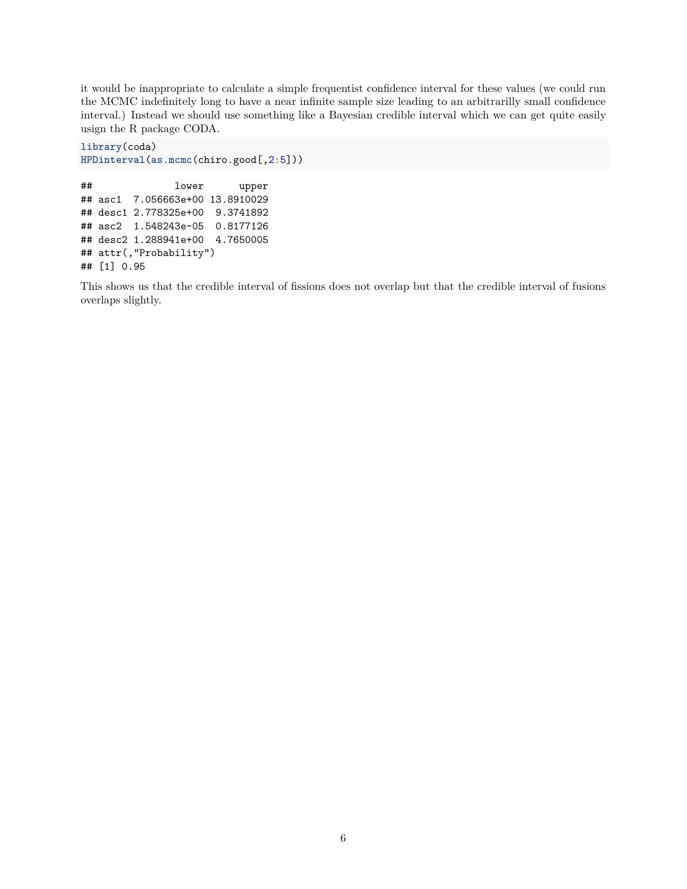it would be inappropriate to calculate a simple frequentist confidence interval for these values (we could run the MCMC indefinitely long to have a near infinite sample size leading to an arbitrarilly small confidence interval.) Instead we should use something like a Bayesian credible interval which we can get quite easily usign the R package CODA.

```
library(coda)
HPDinterval(as.mcmc(chiro.good[,2:5]))
```

```
##             lower      upper
## asc1  7.056663e+00 13.8910029
## desc1 2.778325e+00  9.3741892
## asc2  1.548243e-05  0.8177126
## desc2 1.288941e+00  4.7650005
## attr(,"Probability")
## [1] 0.95
```

This shows us that the credible interval of fissions does not overlap but that the credible interval of fusions overlaps slightly.